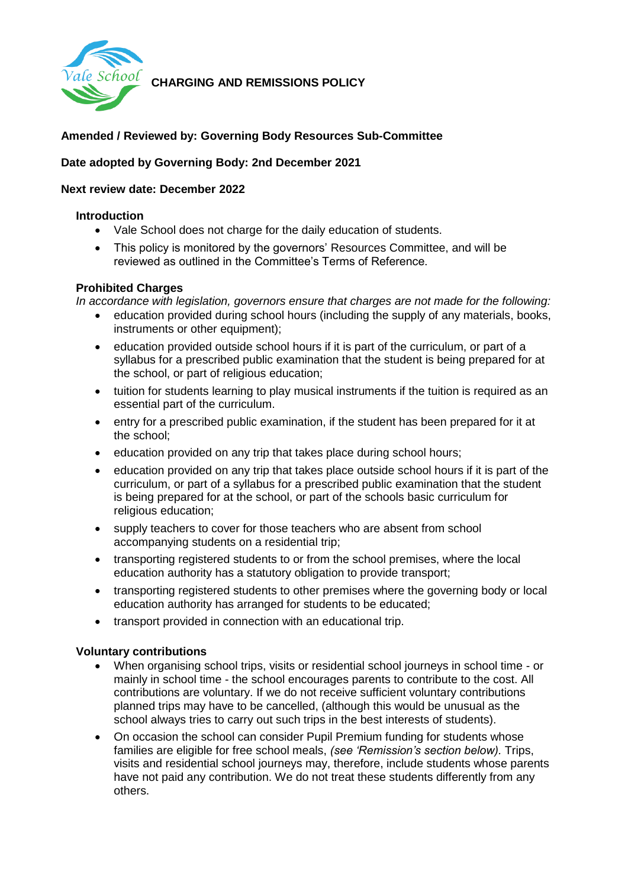# CHARGING AND REMISSIONS POLICY

**Amended / Reviewed by: Governing Body Resources Sub-Committee**

**Date adopted by Governing Body: 2nd December 2021**

**Next review date: December 2022**

## Introduction

- Vale School does not charge for the daily education of students.
- This policy is monitored by the governors' Resources Committee, and will be reviewed as outlined in the Committee's Terms of Reference.

## Prohibited Charges

*In accordance with legislation, governors ensure that charges are not made for the following:*

- education provided during school hours (including the supply of any materials, books, instruments or other equipment);
- education provided outside school hours if it is part of the curriculum, or part of a syllabus for a prescribed public examination that the student is being prepared for at the school, or part of religious education;
- tuition for students learning to play musical instruments if the tuition is required as an essential part of the curriculum.
- entry for a prescribed public examination, if the student has been prepared for it at the school;
- education provided on any trip that takes place during school hours;
- education provided on any trip that takes place outside school hours if it is part of the curriculum, or part of a syllabus for a prescribed public examination that the student is being prepared for at the school, or part of the schools basic curriculum for religious education;
- supply teachers to cover for those teachers who are absent from school accompanying students on a residential trip;
- transporting registered students to or from the school premises, where the local education authority has a statutory obligation to provide transport;
- transporting registered students to other premises where the governing body or local education authority has arranged for students to be educated;
- transport provided in connection with an educational trip.

## Voluntary contributions

- When organising school trips, visits or residential school journeys in school time - or mainly in school time - the school encourages parents to contribute to the cost. All contributions are voluntary. If we do not receive sufficient voluntary contributions planned trips may have to be cancelled, (although this would be unusual as the school always tries to carry out such trips in the best interests of students).
- On occasion the school can consider Pupil Premium funding for students whose families are eligible for free school meals, *(see 'Remission's section below).* Trips, visits and residential school journeys may, therefore, include students whose parents have not paid any contribution. We do not treat these students differently from any others.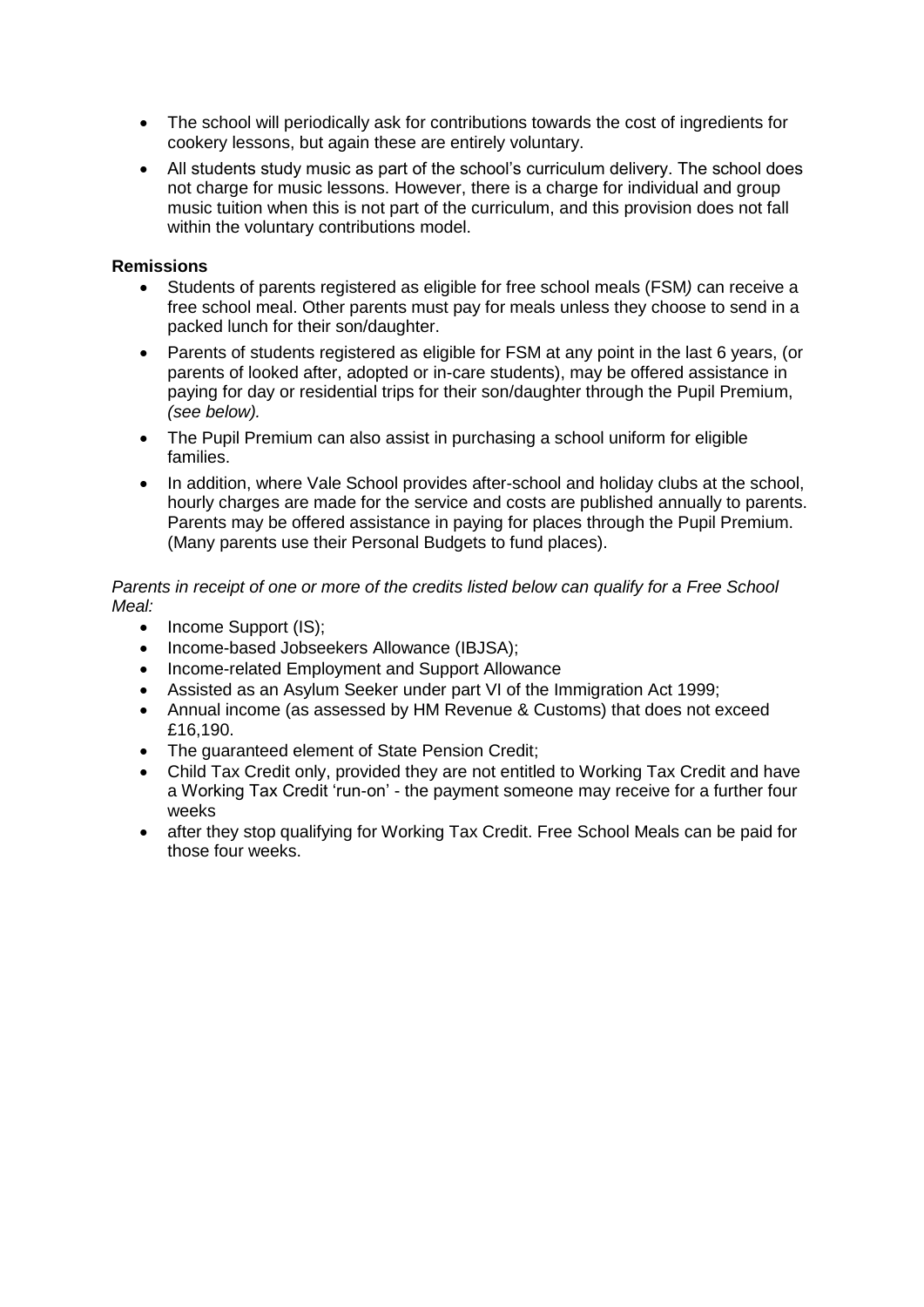- The school will periodically ask for contributions towards the cost of ingredients for cookery lessons, but again these are entirely voluntary.
- All students study music as part of the school's curriculum delivery. The school does not charge for music lessons. However, there is a charge for individual and group music tuition when this is not part of the curriculum, and this provision does not fall within the voluntary contributions model.

**Remissions**

- Students of parents registered as eligible for free school meals (FSM*)* can receive a free school meal. Other parents must pay for meals unless they choose to send in a packed lunch for their son/daughter.
- Parents of students registered as eligible for FSM at any point in the last 6 years, (or parents of looked after, adopted or in-care students), may be offered assistance in paying for day or residential trips for their son/daughter through the Pupil Premium, *(see below).*
- The Pupil Premium can also assist in purchasing a school uniform for eligible families.
- In addition, where Vale School provides after-school and holiday clubs at the school, hourly charges are made for the service and costs are published annually to parents. Parents may be offered assistance in paying for places through the Pupil Premium. (Many parents use their Personal Budgets to fund places).

*Parents in receipt of one or more of the credits listed below can qualify for a Free School Meal:*

- Income Support (IS);
- Income-based Jobseekers Allowance (IBJSA);
- Income-related Employment and Support Allowance
- Assisted as an Asylum Seeker under part VI of the Immigration Act 1999;
- Annual income (as assessed by HM Revenue & Customs) that does not exceed £16,190.
- The guaranteed element of State Pension Credit;
- Child Tax Credit only, provided they are not entitled to Working Tax Credit and have a Working Tax Credit 'run-on' - the payment someone may receive for a further four weeks
- after they stop qualifying for Working Tax Credit. Free School Meals can be paid for those four weeks.